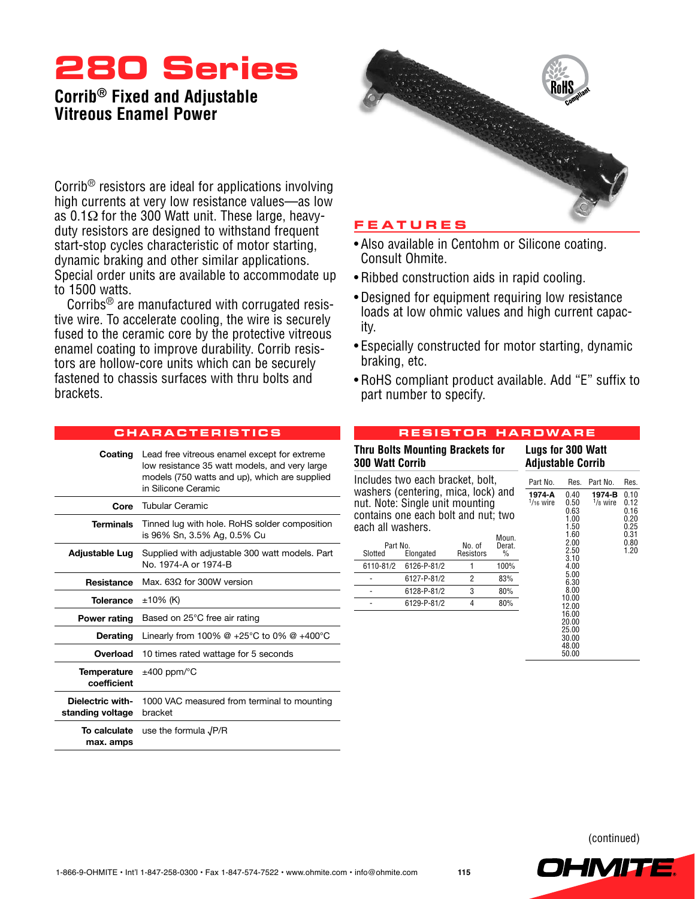# 280 Series

## Corrib® Fixed and Adjustable Vitreous Enamel Power

Corrib® resistors are ideal for applications involving high currents at very low resistance values—as low as 0.1Ω for the 300 Watt unit. These large, heavy-duty resistors are designed to withstand frequent start-stop cycles characteristic of motor starting, dynamic braking and other similar applications. Special order units are available to accommodate up to 1500 watts.

Corribs® are manufactured with corrugated resistive wire. To accelerate cooling, the wire is securely fused to the ceramic core by the protective vitreous enamel coating to improve durability. Corrib resistors are hollow-core units which can be securely fastened to chassis surfaces with thru bolts and brackets.

### FEATURES

- Also available in Centohm or Silicone coating. Consult Ohmite.
- Ribbed construction aids in rapid cooling.
- Designed for equipment requiring low resistance loads at low ohmic values and high current capacity.
- Especially constructed for motor starting, dynamic braking, etc.
- RoHS compliant product available. Add "E" suffix to part number to specify.

### CHARACTERISTICS

| | |
|---|---|
| **Coating** | Lead free vitreous enamel except for extreme low resistance 35 watt models, and very large models (750 watts and up), which are supplied in Silicone Ceramic |
| **Core** | Tubular Ceramic |
| **Terminals** | Tinned lug with hole. RoHS solder composition is 96% Sn, 3.5% Ag, 0.5% Cu |
| **Adjustable Lug** | Supplied with adjustable 300 watt models. Part No. 1974-A or 1974-B |
| **Resistance** | Max. 63Ω for 300W version |
| **Tolerance** | ±10% (K) |
| **Power rating** | Based on 25°C free air rating |
| **Derating** | Linearly from 100% @ +25°C to 0% @ +400°C |
| **Overload** | 10 times rated wattage for 5 seconds |
| **Temperature coefficient** | ±400 ppm/°C |
| **Dielectric withstanding voltage** | 1000 VAC measured from terminal to mounting bracket |
| **To calculate max. amps** | use the formula $\sqrt{P/R}$ |

### RESISTOR HARDWARE

#### Thru Bolts Mounting Brackets for 300 Watt Corrib

Includes two each bracket, bolt, washers (centering, mica, lock) and nut. Note: Single unit mounting contains one each bolt and nut; two each all washers.

| Part No. Slotted | Part No. Elongated | No. of Resistors | Moun. Derat. % |
|---|---|---|---|
| 6110-81/2 | 6126-P-81/2 | 1 | 100% |
| - | 6127-P-81/2 | 2 | 83% |
| - | 6128-P-81/2 | 3 | 80% |
| - | 6129-P-81/2 | 4 | 80% |

#### Lugs for 300 Watt Adjustable Corrib

| Part No. | Res. | Part No. | Res. |
|---|---|---|---|
| **1974-A** 1/16 wire | 0.40, 0.50, 0.63, 1.00, 1.50, 1.60, 2.00, 2.50, 3.10, 4.00, 5.00, 6.30, 8.00, 10.00, 12.00, 16.00, 20.00, 25.00, 30.00, 48.00, 50.00 | **1974-B** 1/8 wire | 0.10, 0.12, 0.16, 0.20, 0.25, 0.31, 0.80, 1.20 |

(continued)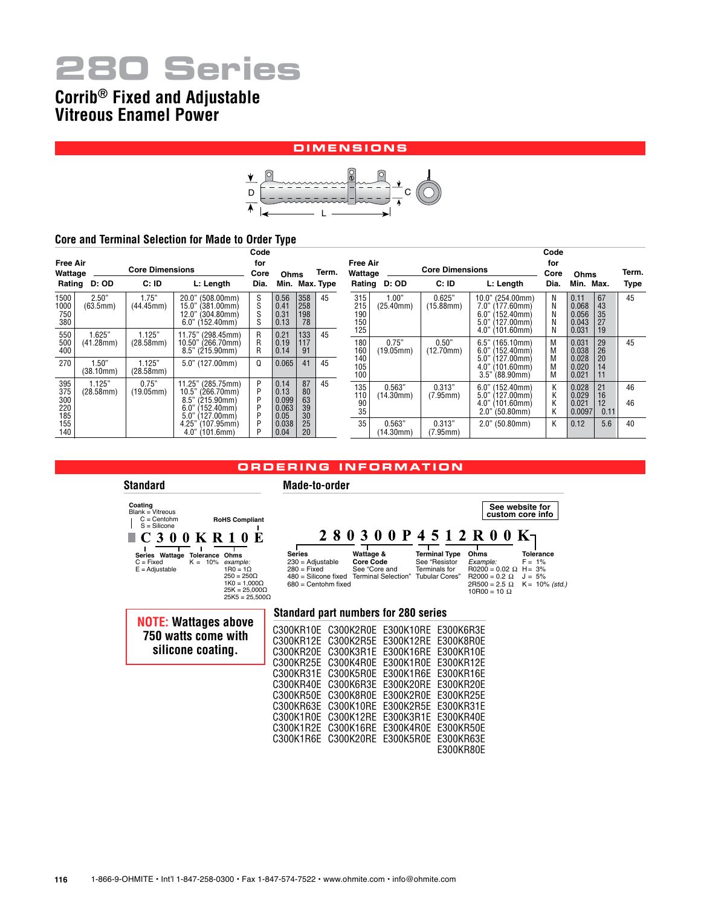# 280 Series

## Corrib® Fixed and Adjustable Vitreous Enamel Power

## DIMENSIONS

D

C

L

### Core and Terminal Selection for Made to Order Type

| Free Air Wattage Rating | Core Dimensions D: OD | C: ID | L: Length | Code for Core Dia. | Ohms Min. | Max. | Term. Type |
|---|---|---|---|---|---|---|---|
| 1500<br>1000<br>750<br>380 | 2.50" (63.5mm) | 1.75" (44.45mm) | 20.0" (508.00mm)<br>15.0" (381.00mm)<br>12.0" (304.80mm)<br>6.0" (152.40mm) | S<br>S<br>S<br>S | 0.56<br>0.41<br>0.31<br>0.13 | 358<br>258<br>198<br>78 | 45 |
| 550<br>500<br>400 | 1.625" (41.28mm) | 1.125" (28.58mm) | 11.75" (298.45mm)<br>10.50" (266.70mm)<br>8.5" (215.90mm) | R<br>R<br>R | 0.21<br>0.19<br>0.14 | 133<br>117<br>91 | 45 |
| 270 | 1.50" (38.10mm) | 1.125" (28.58mm) | 5.0" (127.00mm) | Q | 0.065 | 41 | 45 |
| 395<br>375<br>300<br>220<br>185<br>155<br>140 | 1.125" (28.58mm) | 0.75" (19.05mm) | 11.25" (285.75mm)<br>10.5" (266.70mm)<br>8.5" (215.90mm)<br>6.0" (152.40mm)<br>5.0" (127.00mm)<br>4.25" (107.95mm)<br>4.0" (101.6mm) | P<br>P<br>P<br>P<br>P<br>P<br>P | 0.14<br>0.13<br>0.099<br>0.063<br>0.05<br>0.038<br>0.04 | 87<br>80<br>63<br>39<br>30<br>25<br>20 | 45 |
| 315<br>215<br>190<br>150<br>125 | 1.00" (25.40mm) | 0.625" (15.88mm) | 10.0" (254.00mm)<br>7.0" (177.60mm)<br>6.0" (152.40mm)<br>5.0" (127.00mm)<br>4.0" (101.60mm) | N<br>N<br>N<br>N<br>N | 0.11<br>0.068<br>0.056<br>0.043<br>0.031 | 67<br>43<br>35<br>27<br>19 | 45 |
| 180<br>160<br>140<br>105<br>100 | 0.75" (19.05mm) | 0.50" (12.70mm) | 6.5" (165.10mm)<br>6.0" (152.40mm)<br>5.0" (127.00mm)<br>4.0" (101.60mm)<br>3.5" (88.90mm) | M<br>M<br>M<br>M<br>M | 0.031<br>0.038<br>0.028<br>0.020<br>0.021 | 29<br>26<br>20<br>14<br>11 | 45 |
| 135<br>110<br>90<br>35 | 0.563" (14.30mm) | 0.313" (7.95mm) | 6.0" (152.40mm)<br>5.0" (127.00mm)<br>4.0" (101.60mm)<br>2.0" (50.80mm) | K<br>K<br>K<br>K | 0.028<br>0.029<br>0.021<br>0.0097 | 21<br>16<br>12<br>0.11 | 46<br>46 |
| 35 | 0.563" (14.30mm) | 0.313" (7.95mm) | 2.0" (50.80mm) | K | 0.12 | 5.6 | 40 |

## ORDERING INFORMATION

### Standard

Coating
Blank = Vitreous
C = Centohm
S = Silicone

RoHS Compliant

**C 3 0 0 K R 1 0 E**

Series
C = Fixed
E = Adjustable

Wattage

Tolerance
K = 10%

Ohms
example:
1R0 = 1Ω
250 = 250Ω
1K0 = 1,000Ω
25K = 25,000Ω
25K5 = 25,500Ω

**NOTE: Wattages above 750 watts come with silicone coating.**

### Made-to-order

See website for custom core info

**2 8 0 3 0 0 P 4 5 1 2 R 0 0 K**

Series
230 = Adjustable
280 = Fixed
480 = Silicone fixed
680 = Centohm fixed

Wattage & Core Code
See "Core and Terminal Selection"

Terminal Type
See "Resistor Terminals for Tubular Cores"

Ohms
Example:
R0200 = 0.02 Ω
R2000 = 0.2 Ω
2R500 = 2.5 Ω
10R00 = 10 Ω

Tolerance
F = 1%
H = 3%
J = 5%
K = 10% *(std.)*

### Standard part numbers for 280 series

| | | | |
|---|---|---|---|
| C300KR10E | C300K2R0E | E300K10RE | E300K6R3E |
| C300KR12E | C300K2R5E | E300K12RE | E300K8R0E |
| C300KR20E | C300K3R1E | E300K16RE | E300KR10E |
| C300KR25E | C300K4R0E | E300K1R0E | E300KR12E |
| C300KR31E | C300K5R0E | E300K1R6E | E300KR16E |
| C300KR40E | C300K6R3E | E300K20RE | E300KR20E |
| C300KR50E | C300K8R0E | E300K2R0E | E300KR25E |
| C300KR63E | C300K10RE | E300K2R5E | E300KR31E |
| C300K1R0E | C300K12RE | E300K3R1E | E300KR40E |
| C300K1R2E | C300K16RE | E300K4R0E | E300KR50E |
| C300K1R6E | C300K20RE | E300K5R0E | E300KR63E |
| | | | E300KR80E |

1-866-9-OHMITE • Int'l 1-847-258-0300 • Fax 1-847-574-7522 • www.ohmite.com • info@ohmite.com